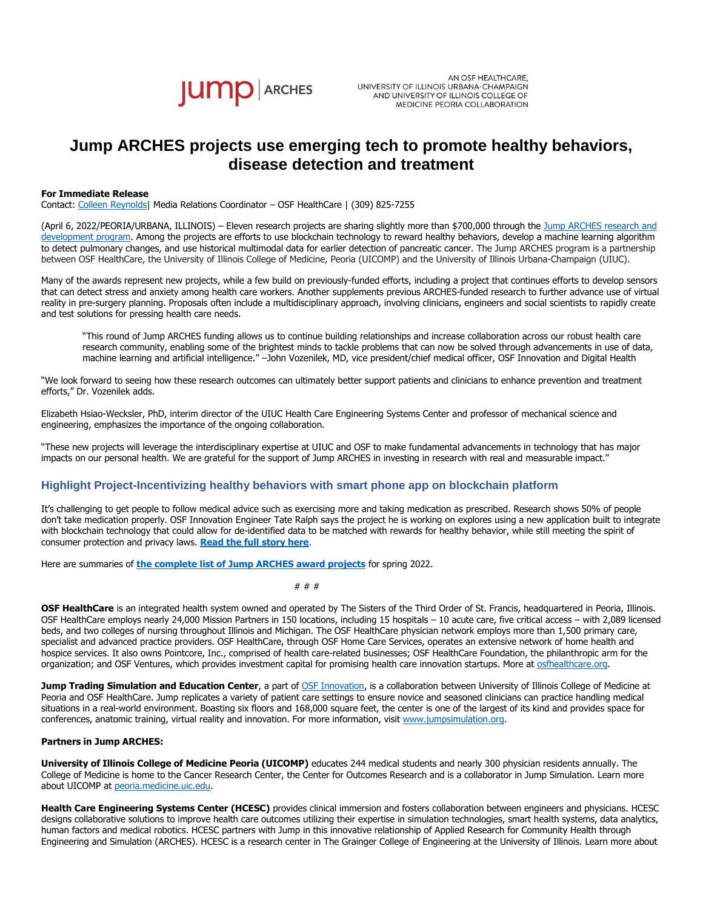jump | ARCHES

AN OSF HEALTHCARE, UNIVERSITY OF ILLINOIS URBANA-CHAMPAIGN AND UNIVERSITY OF ILLINOIS COLLEGE OF MEDICINE PEORIA COLLABORATION

# Jump ARCHES projects use emerging tech to promote healthy behaviors, disease detection and treatment

**For Immediate Release**
Contact: Colleen Reynolds| Media Relations Coordinator – OSF HealthCare | (309) 825-7255

(April 6, 2022/PEORIA/URBANA, ILLINOIS) – Eleven research projects are sharing slightly more than $700,000 through the Jump ARCHES research and development program. Among the projects are efforts to use blockchain technology to reward healthy behaviors, develop a machine learning algorithm to detect pulmonary changes, and use historical multimodal data for earlier detection of pancreatic cancer. The Jump ARCHES program is a partnership between OSF HealthCare, the University of Illinois College of Medicine, Peoria (UICOMP) and the University of Illinois Urbana-Champaign (UIUC).

Many of the awards represent new projects, while a few build on previously-funded efforts, including a project that continues efforts to develop sensors that can detect stress and anxiety among health care workers. Another supplements previous ARCHES-funded research to further advance use of virtual reality in pre-surgery planning. Proposals often include a multidisciplinary approach, involving clinicians, engineers and social scientists to rapidly create and test solutions for pressing health care needs.

> "This round of Jump ARCHES funding allows us to continue building relationships and increase collaboration across our robust health care research community, enabling some of the brightest minds to tackle problems that can now be solved through advancements in use of data, machine learning and artificial intelligence." –John Vozenilek, MD, vice president/chief medical officer, OSF Innovation and Digital Health

"We look forward to seeing how these research outcomes can ultimately better support patients and clinicians to enhance prevention and treatment efforts," Dr. Vozenilek adds.

Elizabeth Hsiao-Wecksler, PhD, interim director of the UIUC Health Care Engineering Systems Center and professor of mechanical science and engineering, emphasizes the importance of the ongoing collaboration.

"These new projects will leverage the interdisciplinary expertise at UIUC and OSF to make fundamental advancements in technology that has major impacts on our personal health. We are grateful for the support of Jump ARCHES in investing in research with real and measurable impact."

## Highlight Project-Incentivizing healthy behaviors with smart phone app on blockchain platform

It's challenging to get people to follow medical advice such as exercising more and taking medication as prescribed. Research shows 50% of people don't take medication properly. OSF Innovation Engineer Tate Ralph says the project he is working on explores using a new application built to integrate with blockchain technology that could allow for de-identified data to be matched with rewards for healthy behavior, while still meeting the spirit of consumer protection and privacy laws. **Read the full story here**.

Here are summaries of **the complete list of Jump ARCHES award projects** for spring 2022.

# # #

**OSF HealthCare** is an integrated health system owned and operated by The Sisters of the Third Order of St. Francis, headquartered in Peoria, Illinois. OSF HealthCare employs nearly 24,000 Mission Partners in 150 locations, including 15 hospitals – 10 acute care, five critical access – with 2,089 licensed beds, and two colleges of nursing throughout Illinois and Michigan. The OSF HealthCare physician network employs more than 1,500 primary care, specialist and advanced practice providers. OSF HealthCare, through OSF Home Care Services, operates an extensive network of home health and hospice services. It also owns Pointcore, Inc., comprised of health care-related businesses; OSF HealthCare Foundation, the philanthropic arm for the organization; and OSF Ventures, which provides investment capital for promising health care innovation startups. More at osfhealthcare.org.

**Jump Trading Simulation and Education Center**, a part of OSF Innovation, is a collaboration between University of Illinois College of Medicine at Peoria and OSF HealthCare. Jump replicates a variety of patient care settings to ensure novice and seasoned clinicians can practice handling medical situations in a real-world environment. Boasting six floors and 168,000 square feet, the center is one of the largest of its kind and provides space for conferences, anatomic training, virtual reality and innovation. For more information, visit www.jumpsimulation.org.

**Partners in Jump ARCHES:**

**University of Illinois College of Medicine Peoria (UICOMP)** educates 244 medical students and nearly 300 physician residents annually. The College of Medicine is home to the Cancer Research Center, the Center for Outcomes Research and is a collaborator in Jump Simulation. Learn more about UICOMP at peoria.medicine.uic.edu.

**Health Care Engineering Systems Center (HCESC)** provides clinical immersion and fosters collaboration between engineers and physicians. HCESC designs collaborative solutions to improve health care outcomes utilizing their expertise in simulation technologies, smart health systems, data analytics, human factors and medical robotics. HCESC partners with Jump in this innovative relationship of Applied Research for Community Health through Engineering and Simulation (ARCHES). HCESC is a research center in The Grainger College of Engineering at the University of Illinois. Learn more about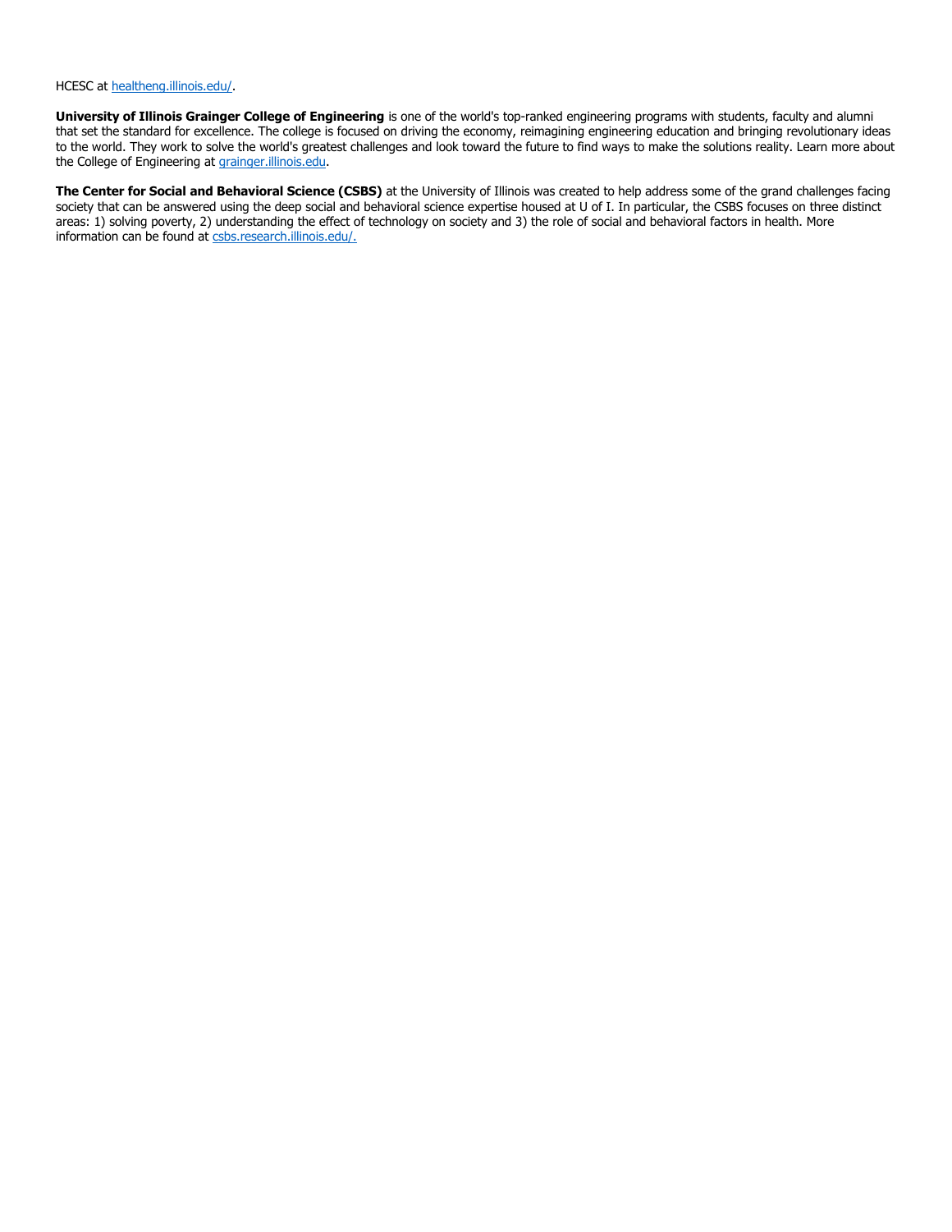HCESC at [healtheng.illinois.edu/](healtheng.illinois.edu/).

**University of Illinois Grainger College of Engineering** is one of the world's top-ranked engineering programs with students, faculty and alumni that set the standard for excellence. The college is focused on driving the economy, reimagining engineering education and bringing revolutionary ideas to the world. They work to solve the world's greatest challenges and look toward the future to find ways to make the solutions reality. Learn more about the College of Engineering at [grainger.illinois.edu](grainger.illinois.edu).

**The Center for Social and Behavioral Science (CSBS)** at the University of Illinois was created to help address some of the grand challenges facing society that can be answered using the deep social and behavioral science expertise housed at U of I. In particular, the CSBS focuses on three distinct areas: 1) solving poverty, 2) understanding the effect of technology on society and 3) the role of social and behavioral factors in health. More information can be found at [csbs.research.illinois.edu/.](csbs.research.illinois.edu/)